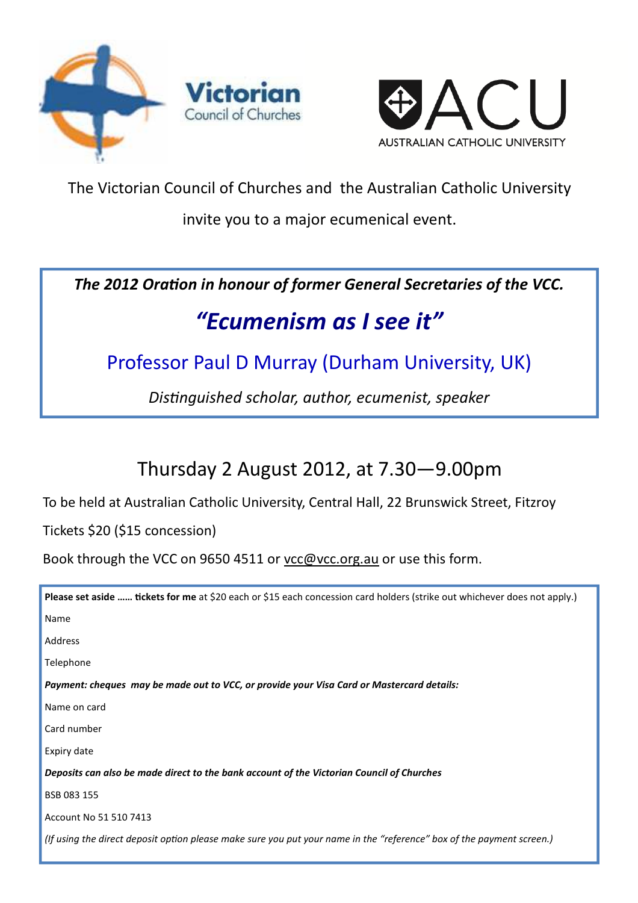Victorian Council of Churches

AUSTRALIAN CATHOLIC UNIVERSITY

The Victorian Council of Churches and the Australian Catholic University

invite you to a major ecumenical event.

***The 2012 Oration in honour of former General Secretaries of the VCC.***

# *"Ecumenism as I see it"*

## Professor Paul D Murray (Durham University, UK)

*Distinguished scholar, author, ecumenist, speaker*

## Thursday 2 August 2012, at 7.30—9.00pm

To be held at Australian Catholic University, Central Hall, 22 Brunswick Street, Fitzroy

Tickets $20 ($15 concession)

Book through the VCC on 9650 4511 or vcc@vcc.org.au or use this form.

**Please set aside …… tickets for me** at $20 each or $15 each concession card holders (strike out whichever does not apply.)

Name

Address

Telephone

***Payment: cheques may be made out to VCC, or provide your Visa Card or Mastercard details:***

Name on card

Card number

Expiry date

***Deposits can also be made direct to the bank account of the Victorian Council of Churches***

BSB 083 155

Account No 51 510 7413

*(If using the direct deposit option please make sure you put your name in the "reference" box of the payment screen.)*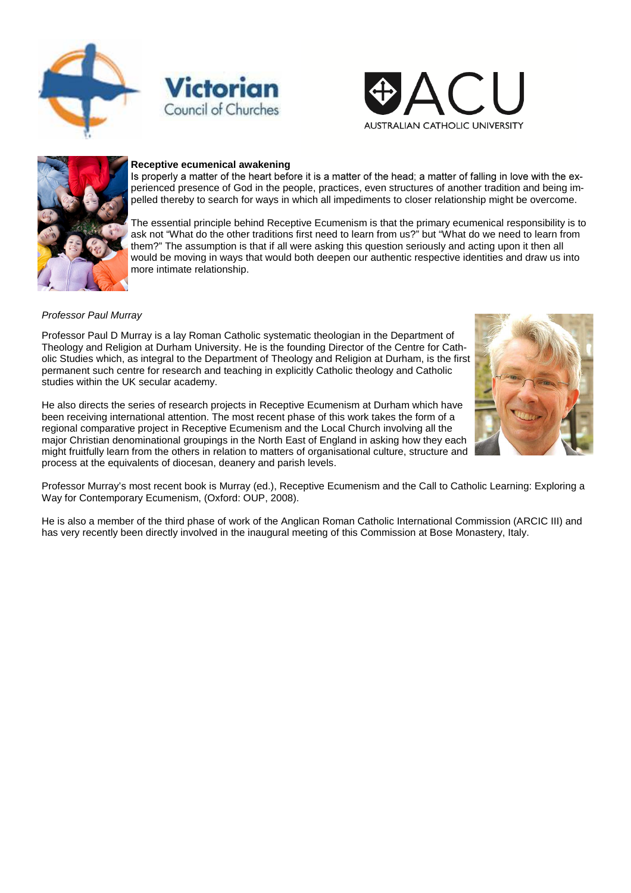Victorian Council of Churches

ACU AUSTRALIAN CATHOLIC UNIVERSITY

**Receptive ecumenical awakening**

Is properly a matter of the heart before it is a matter of the head; a matter of falling in love with the experienced presence of God in the people, practices, even structures of another tradition and being impelled thereby to search for ways in which all impediments to closer relationship might be overcome.

The essential principle behind Receptive Ecumenism is that the primary ecumenical responsibility is to ask not "What do the other traditions first need to learn from us?" but "What do we need to learn from them?" The assumption is that if all were asking this question seriously and acting upon it then all would be moving in ways that would both deepen our authentic respective identities and draw us into more intimate relationship.

*Professor Paul Murray*

Professor Paul D Murray is a lay Roman Catholic systematic theologian in the Department of Theology and Religion at Durham University. He is the founding Director of the Centre for Catholic Studies which, as integral to the Department of Theology and Religion at Durham, is the first permanent such centre for research and teaching in explicitly Catholic theology and Catholic studies within the UK secular academy.

He also directs the series of research projects in Receptive Ecumenism at Durham which have been receiving international attention. The most recent phase of this work takes the form of a regional comparative project in Receptive Ecumenism and the Local Church involving all the major Christian denominational groupings in the North East of England in asking how they each might fruitfully learn from the others in relation to matters of organisational culture, structure and process at the equivalents of diocesan, deanery and parish levels.

Professor Murray's most recent book is Murray (ed.), Receptive Ecumenism and the Call to Catholic Learning: Exploring a Way for Contemporary Ecumenism, (Oxford: OUP, 2008).

He is also a member of the third phase of work of the Anglican Roman Catholic International Commission (ARCIC III) and has very recently been directly involved in the inaugural meeting of this Commission at Bose Monastery, Italy.